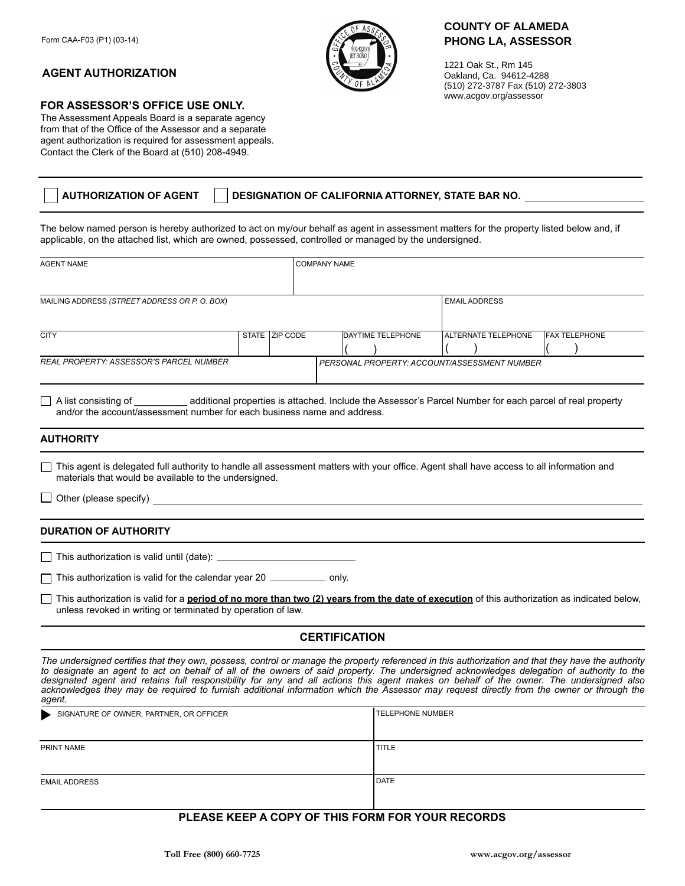Form CAA-F03 (P1) (03-14)

## AGENT AUTHORIZATION

**COUNTY OF ALAMEDA**
**PHONG LA, ASSESSOR**

1221 Oak St., Rm 145
Oakland, Ca. 94612-4288
(510) 272-3787 Fax (510) 272-3803
www.acgov.org/assessor

**FOR ASSESSOR'S OFFICE USE ONLY.**
The Assessment Appeals Board is a separate agency from that of the Office of the Assessor and a separate agent authorization is required for assessment appeals. Contact the Clerk of the Board at (510) 208-4949.

☐ **AUTHORIZATION OF AGENT** ☐ **DESIGNATION OF CALIFORNIA ATTORNEY, STATE BAR NO.** ______________

The below named person is hereby authorized to act on my/our behalf as agent in assessment matters for the property listed below and, if applicable, on the attached list, which are owned, possessed, controlled or managed by the undersigned.

| AGENT NAME | | | COMPANY NAME | | |
|---|---|---|---|---|---|
| MAILING ADDRESS *(STREET ADDRESS OR P. O. BOX)* | | | | EMAIL ADDRESS | |
| CITY | STATE | ZIP CODE | DAYTIME TELEPHONE ( ) | ALTERNATE TELEPHONE ( ) | FAX TELEPHONE ( ) |
| *REAL PROPERTY: ASSESSOR'S PARCEL NUMBER* | | | *PERSONAL PROPERTY: ACCOUNT/ASSESSMENT NUMBER* | | |

☐ A list consisting of __________ additional properties is attached. Include the Assessor's Parcel Number for each parcel of real property and/or the account/assessment number for each business name and address.

### AUTHORITY

☐ This agent is delegated full authority to handle all assessment matters with your office. Agent shall have access to all information and materials that would be available to the undersigned.

☐ Other (please specify) ______________________________

### DURATION OF AUTHORITY

☐ This authorization is valid until (date): ______________________

☐ This authorization is valid for the calendar year 20 __________ only.

☐ This authorization is valid for a **period of no more than two (2) years from the date of execution** of this authorization as indicated below, unless revoked in writing or terminated by operation of law.

### CERTIFICATION

*The undersigned certifies that they own, possess, control or manage the property referenced in this authorization and that they have the authority to designate an agent to act on behalf of all of the owners of said property. The undersigned acknowledges delegation of authority to the designated agent and retains full responsibility for any and all actions this agent makes on behalf of the owner. The undersigned also acknowledges they may be required to furnish additional information which the Assessor may request directly from the owner or through the agent.*

| ▶ SIGNATURE OF OWNER, PARTNER, OR OFFICER | TELEPHONE NUMBER |
|---|---|
| PRINT NAME | TITLE |
| EMAIL ADDRESS | DATE |

**PLEASE KEEP A COPY OF THIS FORM FOR YOUR RECORDS**

Toll Free (800) 660-7725 www.acgov.org/assessor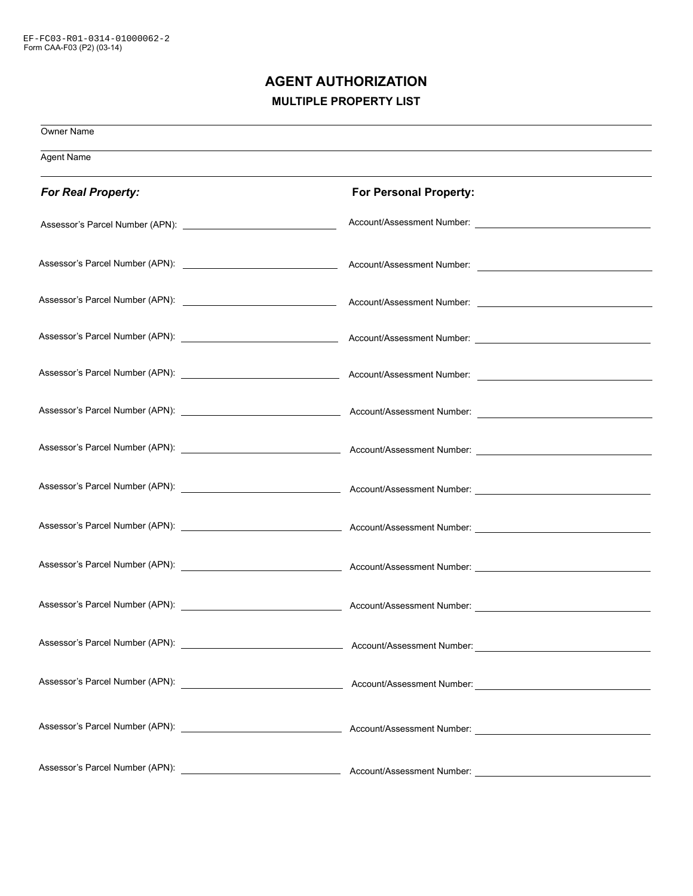EF-FC03-R01-0314-01000062-2
Form CAA-F03 (P2) (03-14)

# AGENT AUTHORIZATION

## MULTIPLE PROPERTY LIST

Owner Name

Agent Name

| *For Real Property:* | **For Personal Property:** |
|---|---|
| Assessor's Parcel Number (APN): ______________ | Account/Assessment Number: ______________ |
| Assessor's Parcel Number (APN): ______________ | Account/Assessment Number: ______________ |
| Assessor's Parcel Number (APN): ______________ | Account/Assessment Number: ______________ |
| Assessor's Parcel Number (APN): ______________ | Account/Assessment Number: ______________ |
| Assessor's Parcel Number (APN): ______________ | Account/Assessment Number: ______________ |
| Assessor's Parcel Number (APN): ______________ | Account/Assessment Number: ______________ |
| Assessor's Parcel Number (APN): ______________ | Account/Assessment Number: ______________ |
| Assessor's Parcel Number (APN): ______________ | Account/Assessment Number: ______________ |
| Assessor's Parcel Number (APN): ______________ | Account/Assessment Number: ______________ |
| Assessor's Parcel Number (APN): ______________ | Account/Assessment Number: ______________ |
| Assessor's Parcel Number (APN): ______________ | Account/Assessment Number: ______________ |
| Assessor's Parcel Number (APN): ______________ | Account/Assessment Number: ______________ |
| Assessor's Parcel Number (APN): ______________ | Account/Assessment Number: ______________ |
| Assessor's Parcel Number (APN): ______________ | Account/Assessment Number: ______________ |
| Assessor's Parcel Number (APN): ______________ | Account/Assessment Number: ______________ |